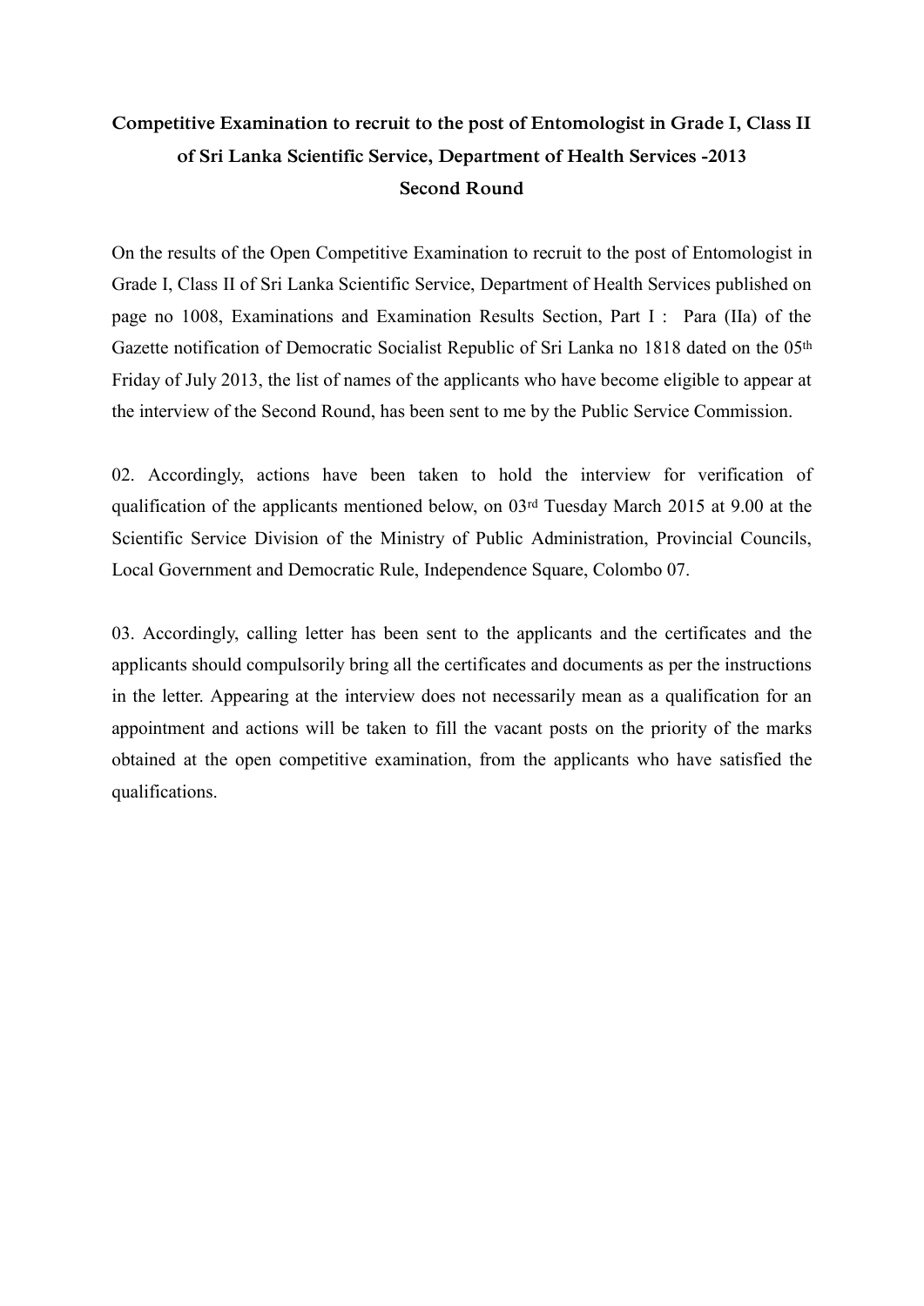# Competitive Examination to recruit to the post of Entomologist in Grade I, Class II of Sri Lanka Scientific Service, Department of Health Services -2013

## Second Round

On the results of the Open Competitive Examination to recruit to the post of Entomologist in Grade I, Class II of Sri Lanka Scientific Service, Department of Health Services published on page no 1008, Examinations and Examination Results Section, Part I : Para (IIa) of the Gazette notification of Democratic Socialist Republic of Sri Lanka no 1818 dated on the 05th Friday of July 2013, the list of names of the applicants who have become eligible to appear at the interview of the Second Round, has been sent to me by the Public Service Commission.

02. Accordingly, actions have been taken to hold the interview for verification of qualification of the applicants mentioned below, on 03rd Tuesday March 2015 at 9.00 at the Scientific Service Division of the Ministry of Public Administration, Provincial Councils, Local Government and Democratic Rule, Independence Square, Colombo 07.

03. Accordingly, calling letter has been sent to the applicants and the certificates and the applicants should compulsorily bring all the certificates and documents as per the instructions in the letter. Appearing at the interview does not necessarily mean as a qualification for an appointment and actions will be taken to fill the vacant posts on the priority of the marks obtained at the open competitive examination, from the applicants who have satisfied the qualifications.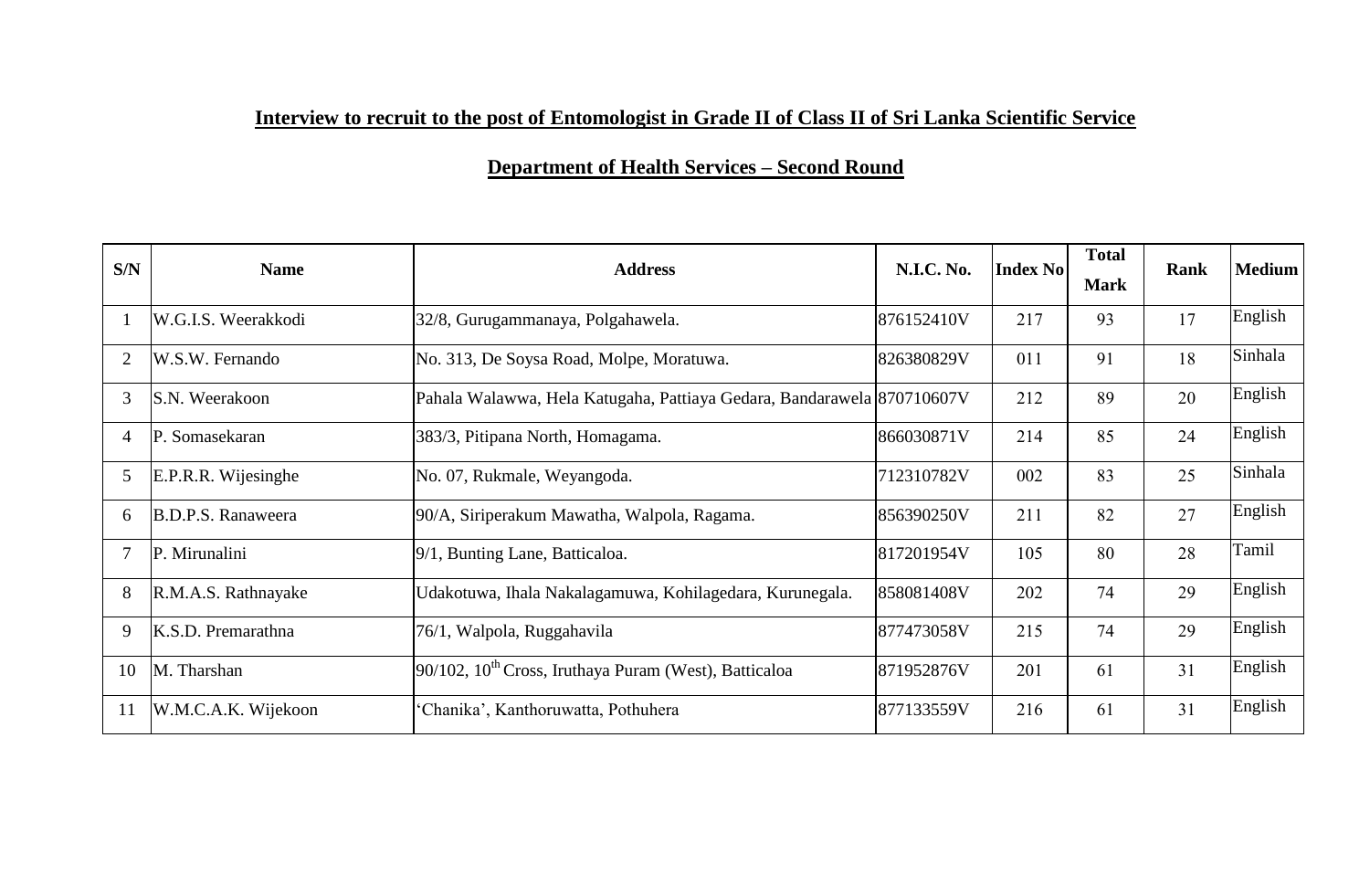**Interview to recruit to the post of Entomologist in Grade II of Class II of Sri Lanka Scientific Service**

**Department of Health Services – Second Round**

| S/N | Name | Address | N.I.C. No. | Index No | Total Mark | Rank | Medium |
|---|---|---|---|---|---|---|---|
| 1 | W.G.I.S. Weerakkodi | 32/8, Gurugammanaya, Polgahawela. | 876152410V | 217 | 93 | 17 | English |
| 2 | W.S.W. Fernando | No. 313, De Soysa Road, Molpe, Moratuwa. | 826380829V | 011 | 91 | 18 | Sinhala |
| 3 | S.N. Weerakoon | Pahala Walawwa, Hela Katugaha, Pattiaya Gedara, Bandarawela | 870710607V | 212 | 89 | 20 | English |
| 4 | P. Somasekaran | 383/3, Pitipana North, Homagama. | 866030871V | 214 | 85 | 24 | English |
| 5 | E.P.R.R. Wijesinghe | No. 07, Rukmale, Weyangoda. | 712310782V | 002 | 83 | 25 | Sinhala |
| 6 | B.D.P.S. Ranaweera | 90/A, Siriperakum Mawatha, Walpola, Ragama. | 856390250V | 211 | 82 | 27 | English |
| 7 | P. Mirunalini | 9/1, Bunting Lane, Batticaloa. | 817201954V | 105 | 80 | 28 | Tamil |
| 8 | R.M.A.S. Rathnayake | Udakotuwa, Ihala Nakalagamuwa, Kohilagedara, Kurunegala. | 858081408V | 202 | 74 | 29 | English |
| 9 | K.S.D. Premarathna | 76/1, Walpola, Ruggahavila | 877473058V | 215 | 74 | 29 | English |
| 10 | M. Tharshan | 90/102, 10th Cross, Iruthaya Puram (West), Batticaloa | 871952876V | 201 | 61 | 31 | English |
| 11 | W.M.C.A.K. Wijekoon | 'Chanika', Kanthoruwatta, Pothuhera | 877133559V | 216 | 61 | 31 | English |